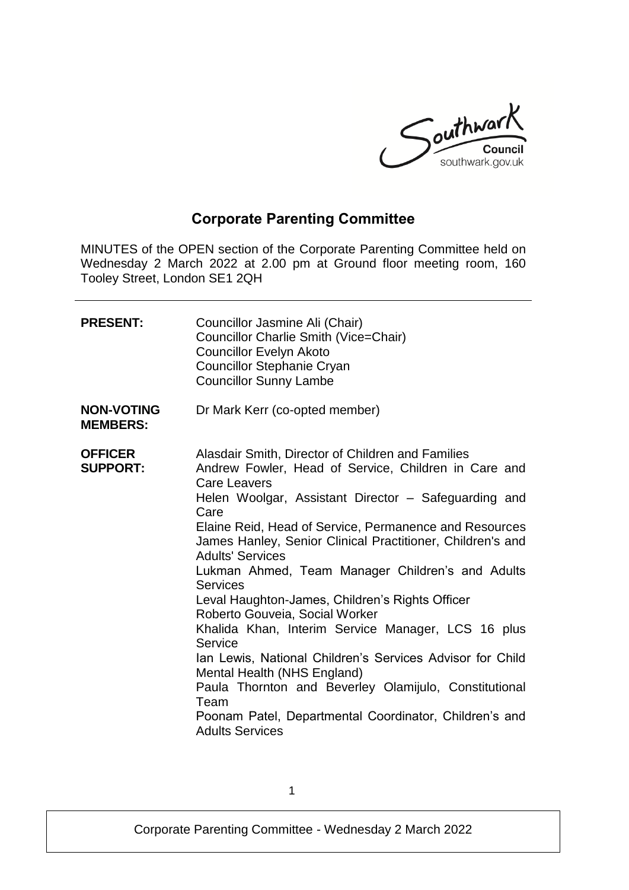Southwark Council
southwark.gov.uk

# Corporate Parenting Committee

MINUTES of the OPEN section of the Corporate Parenting Committee held on Wednesday 2 March 2022 at 2.00 pm at Ground floor meeting room, 160 Tooley Street, London SE1 2QH

| | |
|---|---|
| **PRESENT:** | Councillor Jasmine Ali (Chair)<br>Councillor Charlie Smith (Vice=Chair)<br>Councillor Evelyn Akoto<br>Councillor Stephanie Cryan<br>Councillor Sunny Lambe |
| **NON-VOTING MEMBERS:** | Dr Mark Kerr (co-opted member) |
| **OFFICER SUPPORT:** | Alasdair Smith, Director of Children and Families<br>Andrew Fowler, Head of Service, Children in Care and Care Leavers<br>Helen Woolgar, Assistant Director – Safeguarding and Care<br>Elaine Reid, Head of Service, Permanence and Resources<br>James Hanley, Senior Clinical Practitioner, Children's and Adults' Services<br>Lukman Ahmed, Team Manager Children's and Adults Services<br>Leval Haughton-James, Children's Rights Officer<br>Roberto Gouveia, Social Worker<br>Khalida Khan, Interim Service Manager, LCS 16 plus Service<br>Ian Lewis, National Children's Services Advisor for Child Mental Health (NHS England)<br>Paula Thornton and Beverley Olamijulo, Constitutional Team<br>Poonam Patel, Departmental Coordinator, Children's and Adults Services |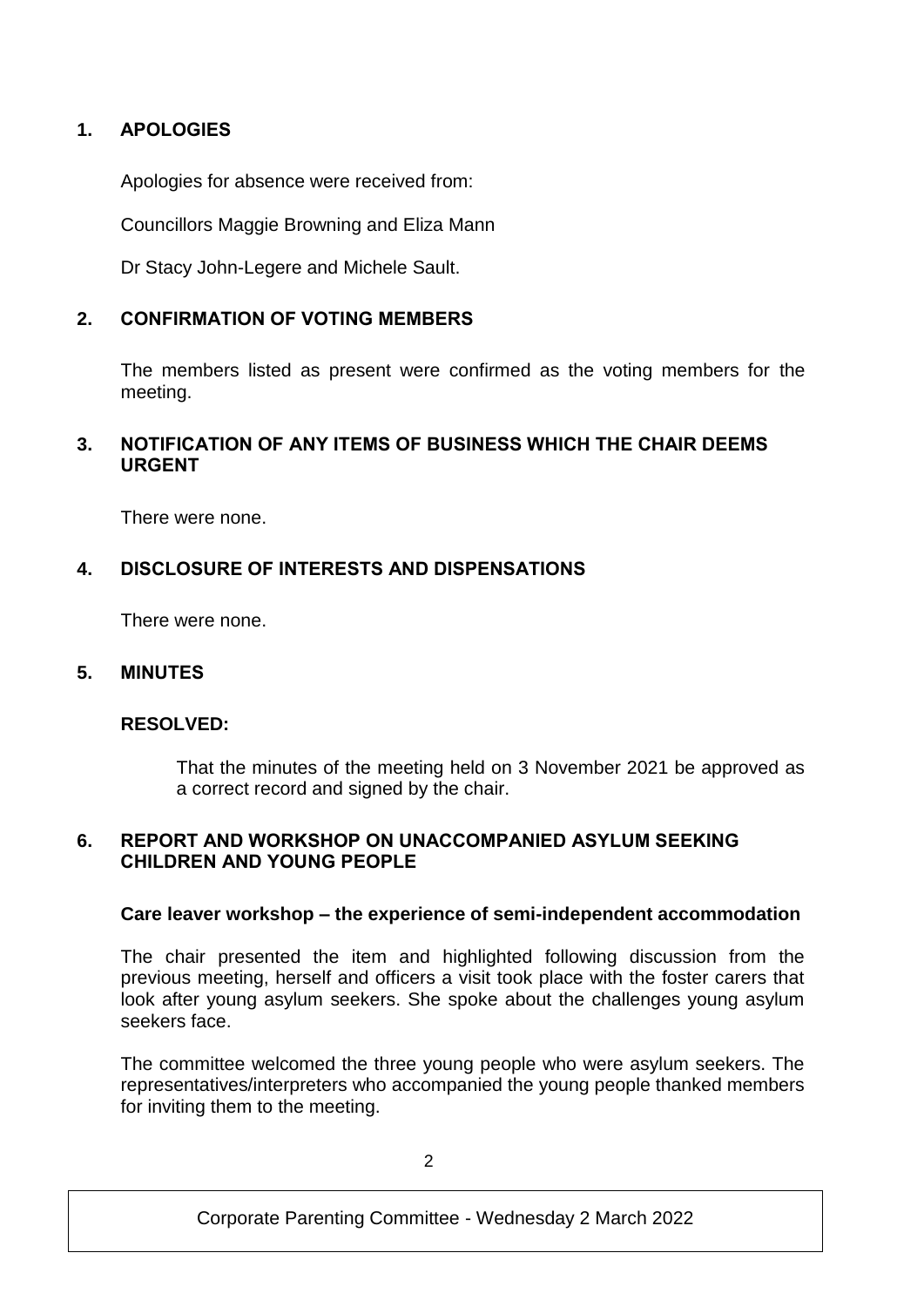## 1. APOLOGIES

Apologies for absence were received from:

Councillors Maggie Browning and Eliza Mann

Dr Stacy John-Legere and Michele Sault.

## 2. CONFIRMATION OF VOTING MEMBERS

The members listed as present were confirmed as the voting members for the meeting.

## 3. NOTIFICATION OF ANY ITEMS OF BUSINESS WHICH THE CHAIR DEEMS URGENT

There were none.

## 4. DISCLOSURE OF INTERESTS AND DISPENSATIONS

There were none.

## 5. MINUTES

**RESOLVED:**

> That the minutes of the meeting held on 3 November 2021 be approved as a correct record and signed by the chair.

## 6. REPORT AND WORKSHOP ON UNACCOMPANIED ASYLUM SEEKING CHILDREN AND YOUNG PEOPLE

**Care leaver workshop – the experience of semi-independent accommodation**

The chair presented the item and highlighted following discussion from the previous meeting, herself and officers a visit took place with the foster carers that look after young asylum seekers. She spoke about the challenges young asylum seekers face.

The committee welcomed the three young people who were asylum seekers. The representatives/interpreters who accompanied the young people thanked members for inviting them to the meeting.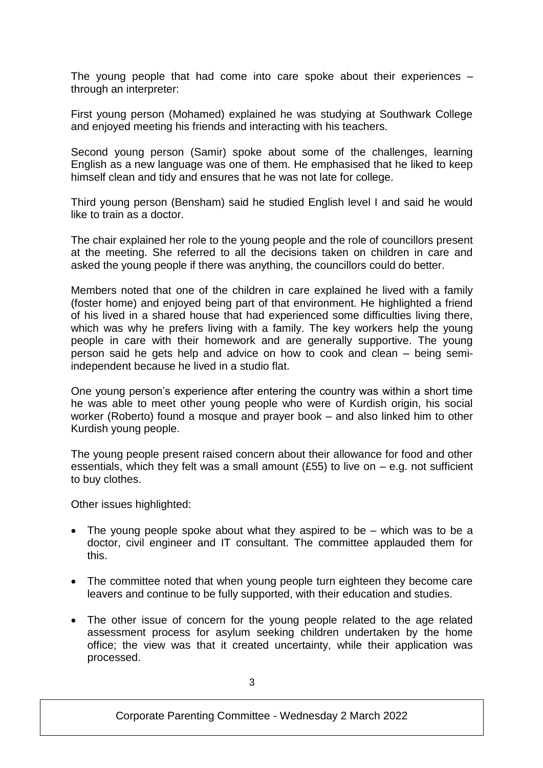The young people that had come into care spoke about their experiences – through an interpreter:

First young person (Mohamed) explained he was studying at Southwark College and enjoyed meeting his friends and interacting with his teachers.

Second young person (Samir) spoke about some of the challenges, learning English as a new language was one of them. He emphasised that he liked to keep himself clean and tidy and ensures that he was not late for college.

Third young person (Bensham) said he studied English level I and said he would like to train as a doctor.

The chair explained her role to the young people and the role of councillors present at the meeting. She referred to all the decisions taken on children in care and asked the young people if there was anything, the councillors could do better.

Members noted that one of the children in care explained he lived with a family (foster home) and enjoyed being part of that environment. He highlighted a friend of his lived in a shared house that had experienced some difficulties living there, which was why he prefers living with a family. The key workers help the young people in care with their homework and are generally supportive. The young person said he gets help and advice on how to cook and clean – being semi-independent because he lived in a studio flat.

One young person's experience after entering the country was within a short time he was able to meet other young people who were of Kurdish origin, his social worker (Roberto) found a mosque and prayer book – and also linked him to other Kurdish young people.

The young people present raised concern about their allowance for food and other essentials, which they felt was a small amount (£55) to live on – e.g. not sufficient to buy clothes.

Other issues highlighted:

- The young people spoke about what they aspired to be – which was to be a doctor, civil engineer and IT consultant. The committee applauded them for this.
- The committee noted that when young people turn eighteen they become care leavers and continue to be fully supported, with their education and studies.
- The other issue of concern for the young people related to the age related assessment process for asylum seeking children undertaken by the home office; the view was that it created uncertainty, while their application was processed.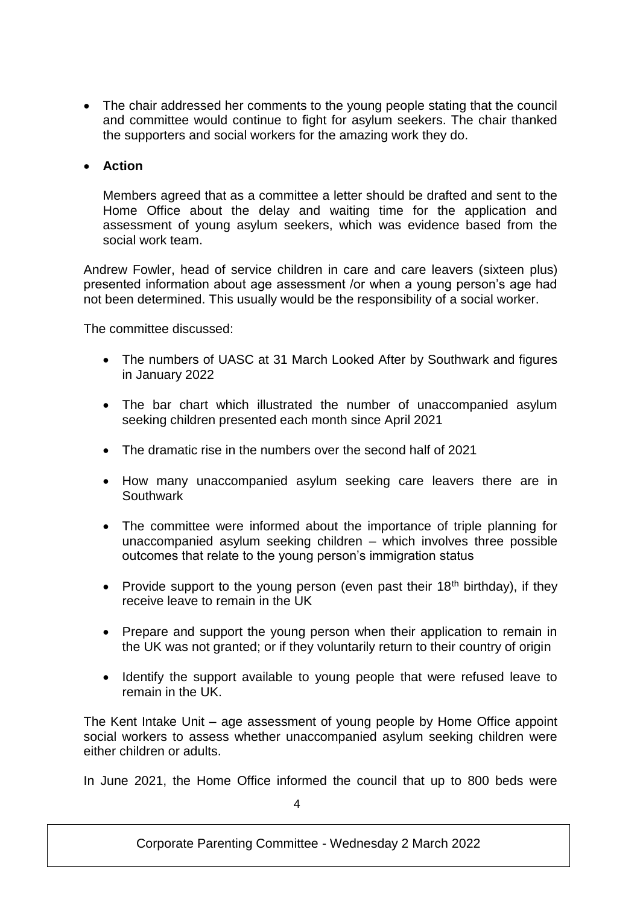- The chair addressed her comments to the young people stating that the council and committee would continue to fight for asylum seekers. The chair thanked the supporters and social workers for the amazing work they do.

- **Action**

  Members agreed that as a committee a letter should be drafted and sent to the Home Office about the delay and waiting time for the application and assessment of young asylum seekers, which was evidence based from the social work team.

Andrew Fowler, head of service children in care and care leavers (sixteen plus) presented information about age assessment /or when a young person's age had not been determined. This usually would be the responsibility of a social worker.

The committee discussed:

- The numbers of UASC at 31 March Looked After by Southwark and figures in January 2022
- The bar chart which illustrated the number of unaccompanied asylum seeking children presented each month since April 2021
- The dramatic rise in the numbers over the second half of 2021
- How many unaccompanied asylum seeking care leavers there are in Southwark
- The committee were informed about the importance of triple planning for unaccompanied asylum seeking children – which involves three possible outcomes that relate to the young person's immigration status
- Provide support to the young person (even past their 18th birthday), if they receive leave to remain in the UK
- Prepare and support the young person when their application to remain in the UK was not granted; or if they voluntarily return to their country of origin
- Identify the support available to young people that were refused leave to remain in the UK.

The Kent Intake Unit – age assessment of young people by Home Office appoint social workers to assess whether unaccompanied asylum seeking children were either children or adults.

In June 2021, the Home Office informed the council that up to 800 beds were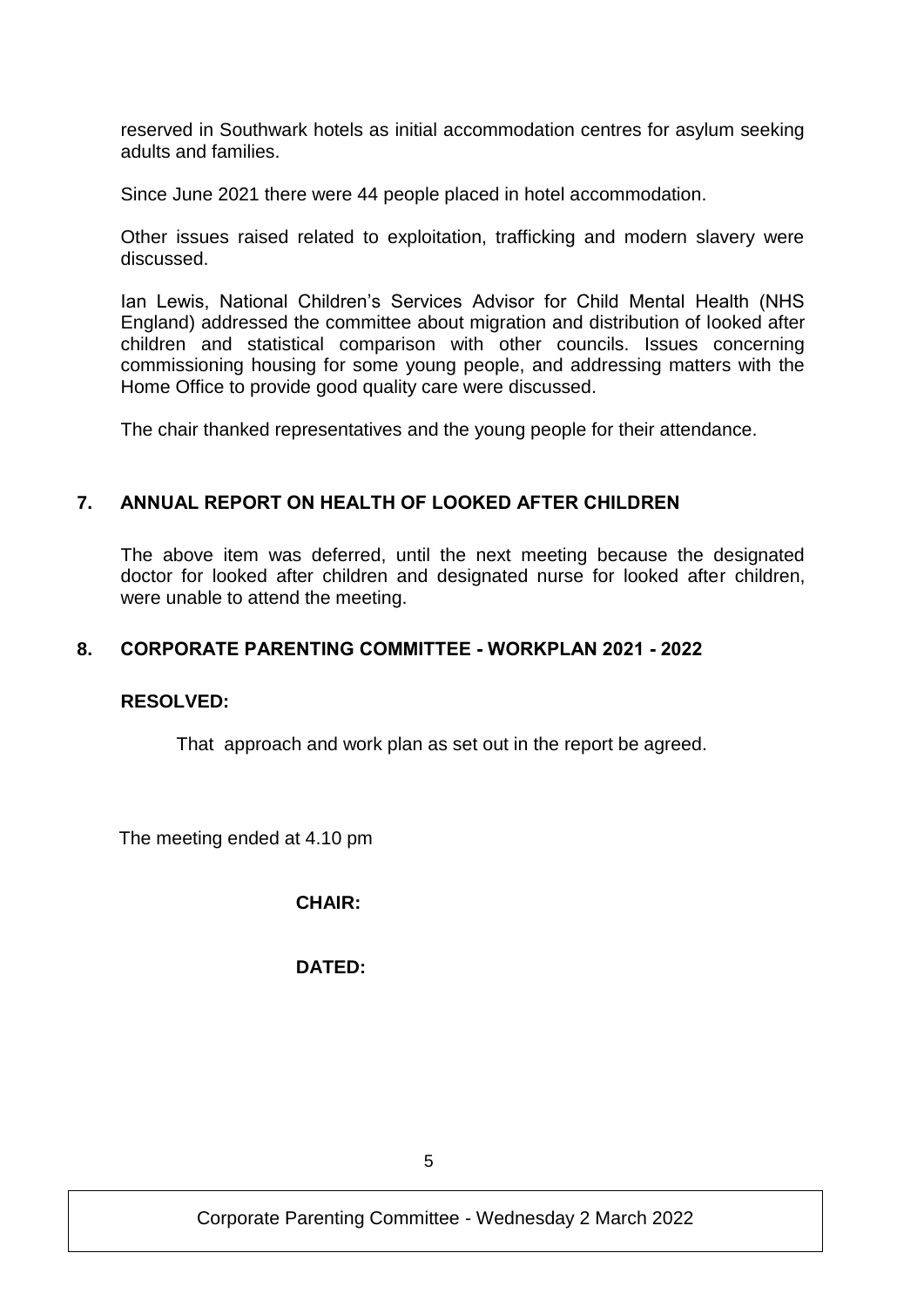reserved in Southwark hotels as initial accommodation centres for asylum seeking adults and families.

Since June 2021 there were 44 people placed in hotel accommodation.

Other issues raised related to exploitation, trafficking and modern slavery were discussed.

Ian Lewis, National Children's Services Advisor for Child Mental Health (NHS England) addressed the committee about migration and distribution of looked after children and statistical comparison with other councils. Issues concerning commissioning housing for some young people, and addressing matters with the Home Office to provide good quality care were discussed.

The chair thanked representatives and the young people for their attendance.

## 7. ANNUAL REPORT ON HEALTH OF LOOKED AFTER CHILDREN

The above item was deferred, until the next meeting because the designated doctor for looked after children and designated nurse for looked after children, were unable to attend the meeting.

## 8. CORPORATE PARENTING COMMITTEE - WORKPLAN 2021 - 2022

**RESOLVED:**

That approach and work plan as set out in the report be agreed.

The meeting ended at 4.10 pm

**CHAIR:**

**DATED:**